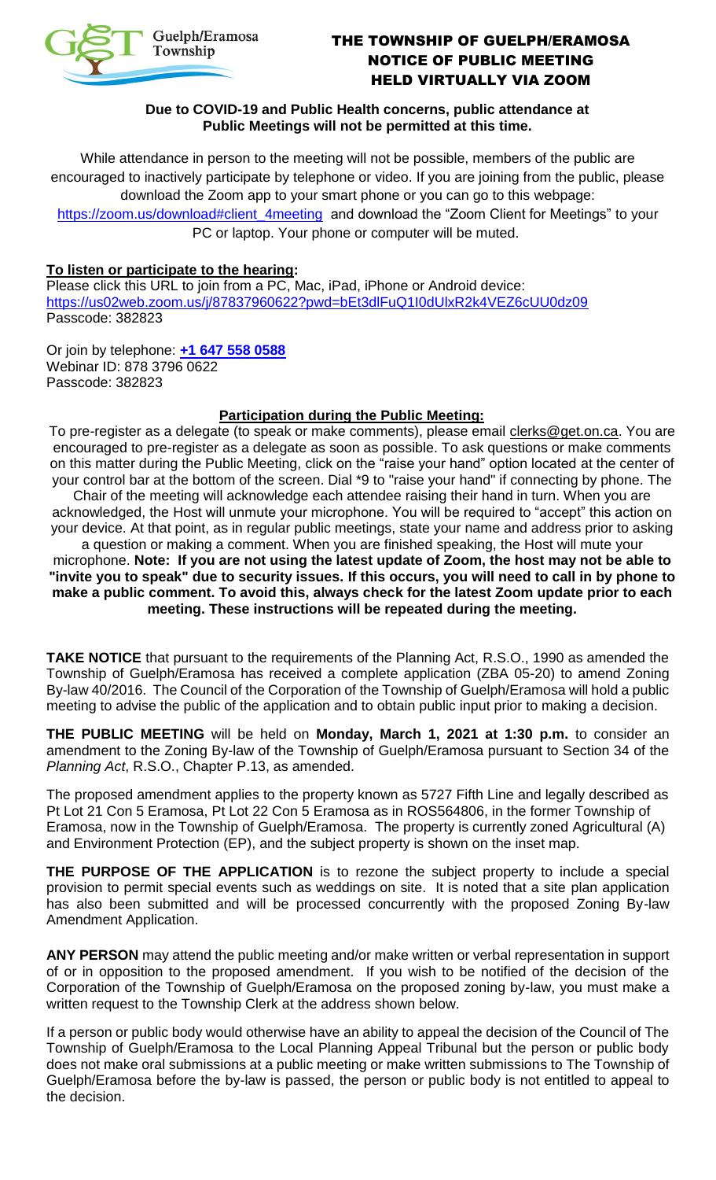Guelph/Eramosa Township

# THE TOWNSHIP OF GUELPH/ERAMOSA NOTICE OF PUBLIC MEETING HELD VIRTUALLY VIA ZOOM

**Due to COVID-19 and Public Health concerns, public attendance at Public Meetings will not be permitted at this time.**

While attendance in person to the meeting will not be possible, members of the public are encouraged to inactively participate by telephone or video. If you are joining from the public, please download the Zoom app to your smart phone or you can go to this webpage: https://zoom.us/download#client_4meeting and download the "Zoom Client for Meetings" to your PC or laptop. Your phone or computer will be muted.

**To listen or participate to the hearing:**

Please click this URL to join from a PC, Mac, iPad, iPhone or Android device:
https://us02web.zoom.us/j/87837960622?pwd=bEt3dlFuQ1I0dUlxR2k4VEZ6cUU0dz09
Passcode: 382823

Or join by telephone: **+1 647 558 0588**
Webinar ID: 878 3796 0622
Passcode: 382823

**Participation during the Public Meeting:**

To pre-register as a delegate (to speak or make comments), please email clerks@get.on.ca. You are encouraged to pre-register as a delegate as soon as possible. To ask questions or make comments on this matter during the Public Meeting, click on the "raise your hand" option located at the center of your control bar at the bottom of the screen. Dial *9 to "raise your hand" if connecting by phone. The Chair of the meeting will acknowledge each attendee raising their hand in turn. When you are acknowledged, the Host will unmute your microphone. You will be required to "accept" this action on your device. At that point, as in regular public meetings, state your name and address prior to asking a question or making a comment. When you are finished speaking, the Host will mute your microphone. **Note: If you are not using the latest update of Zoom, the host may not be able to "invite you to speak" due to security issues. If this occurs, you will need to call in by phone to make a public comment. To avoid this, always check for the latest Zoom update prior to each meeting. These instructions will be repeated during the meeting.**

**TAKE NOTICE** that pursuant to the requirements of the Planning Act, R.S.O., 1990 as amended the Township of Guelph/Eramosa has received a complete application (ZBA 05-20) to amend Zoning By-law 40/2016. The Council of the Corporation of the Township of Guelph/Eramosa will hold a public meeting to advise the public of the application and to obtain public input prior to making a decision.

**THE PUBLIC MEETING** will be held on **Monday, March 1, 2021 at 1:30 p.m.** to consider an amendment to the Zoning By-law of the Township of Guelph/Eramosa pursuant to Section 34 of the *Planning Act*, R.S.O., Chapter P.13, as amended.

The proposed amendment applies to the property known as 5727 Fifth Line and legally described as Pt Lot 21 Con 5 Eramosa, Pt Lot 22 Con 5 Eramosa as in ROS564806, in the former Township of Eramosa, now in the Township of Guelph/Eramosa. The property is currently zoned Agricultural (A) and Environment Protection (EP), and the subject property is shown on the inset map.

**THE PURPOSE OF THE APPLICATION** is to rezone the subject property to include a special provision to permit special events such as weddings on site. It is noted that a site plan application has also been submitted and will be processed concurrently with the proposed Zoning By-law Amendment Application.

**ANY PERSON** may attend the public meeting and/or make written or verbal representation in support of or in opposition to the proposed amendment. If you wish to be notified of the decision of the Corporation of the Township of Guelph/Eramosa on the proposed zoning by-law, you must make a written request to the Township Clerk at the address shown below.

If a person or public body would otherwise have an ability to appeal the decision of the Council of The Township of Guelph/Eramosa to the Local Planning Appeal Tribunal but the person or public body does not make oral submissions at a public meeting or make written submissions to The Township of Guelph/Eramosa before the by-law is passed, the person or public body is not entitled to appeal to the decision.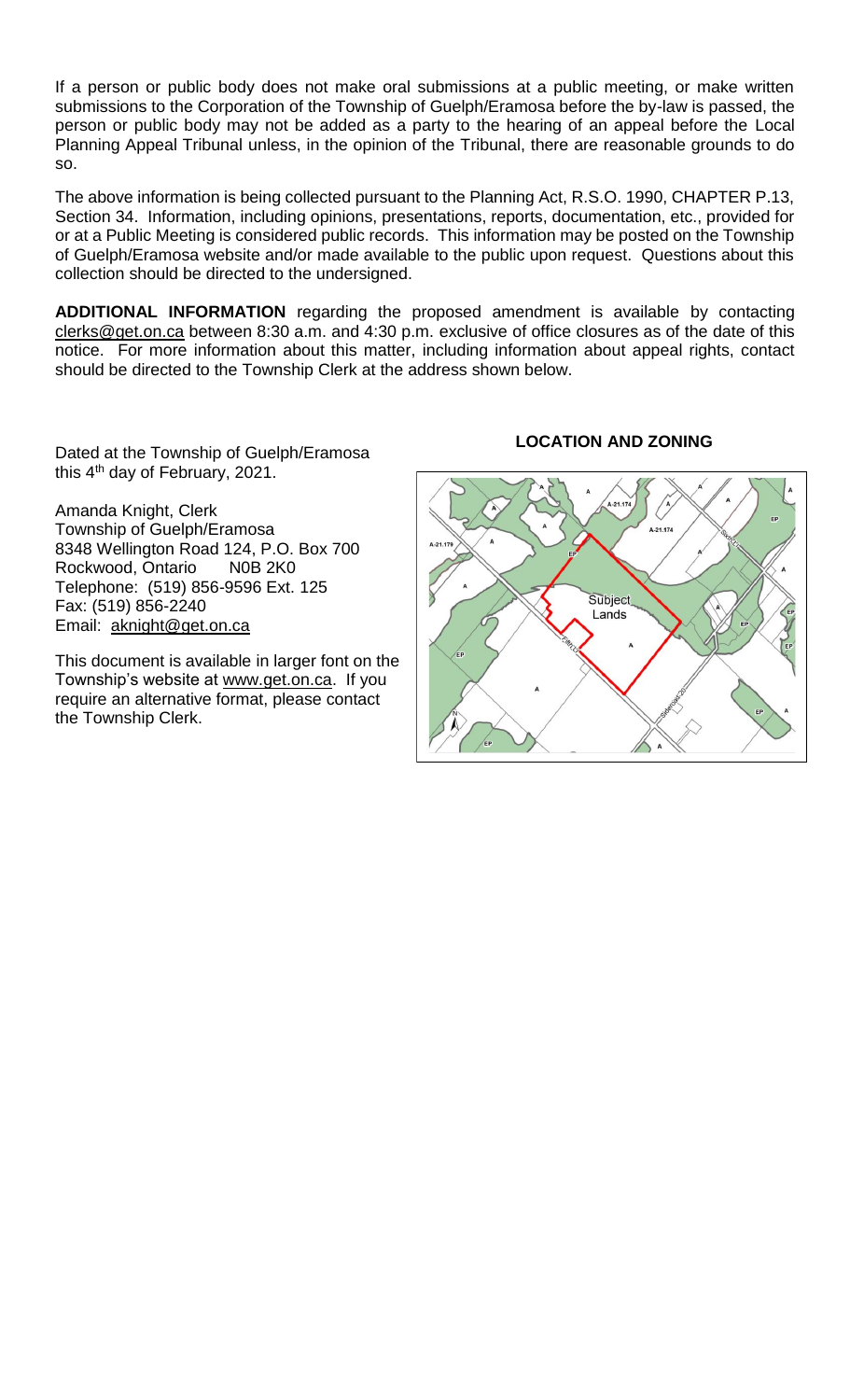If a person or public body does not make oral submissions at a public meeting, or make written submissions to the Corporation of the Township of Guelph/Eramosa before the by-law is passed, the person or public body may not be added as a party to the hearing of an appeal before the Local Planning Appeal Tribunal unless, in the opinion of the Tribunal, there are reasonable grounds to do so.

The above information is being collected pursuant to the Planning Act, R.S.O. 1990, CHAPTER P.13, Section 34. Information, including opinions, presentations, reports, documentation, etc., provided for or at a Public Meeting is considered public records. This information may be posted on the Township of Guelph/Eramosa website and/or made available to the public upon request. Questions about this collection should be directed to the undersigned.

**ADDITIONAL INFORMATION** regarding the proposed amendment is available by contacting clerks@get.on.ca between 8:30 a.m. and 4:30 p.m. exclusive of office closures as of the date of this notice. For more information about this matter, including information about appeal rights, contact should be directed to the Township Clerk at the address shown below.

Dated at the Township of Guelph/Eramosa this 4th day of February, 2021.

Amanda Knight, Clerk
Township of Guelph/Eramosa
8348 Wellington Road 124, P.O. Box 700
Rockwood, Ontario N0B 2K0
Telephone: (519) 856-9596 Ext. 125
Fax: (519) 856-2240
Email: aknight@get.on.ca

This document is available in larger font on the Township's website at www.get.on.ca. If you require an alternative format, please contact the Township Clerk.

**LOCATION AND ZONING**

Subject Lands

A

A-21.174

A-21.179

EP